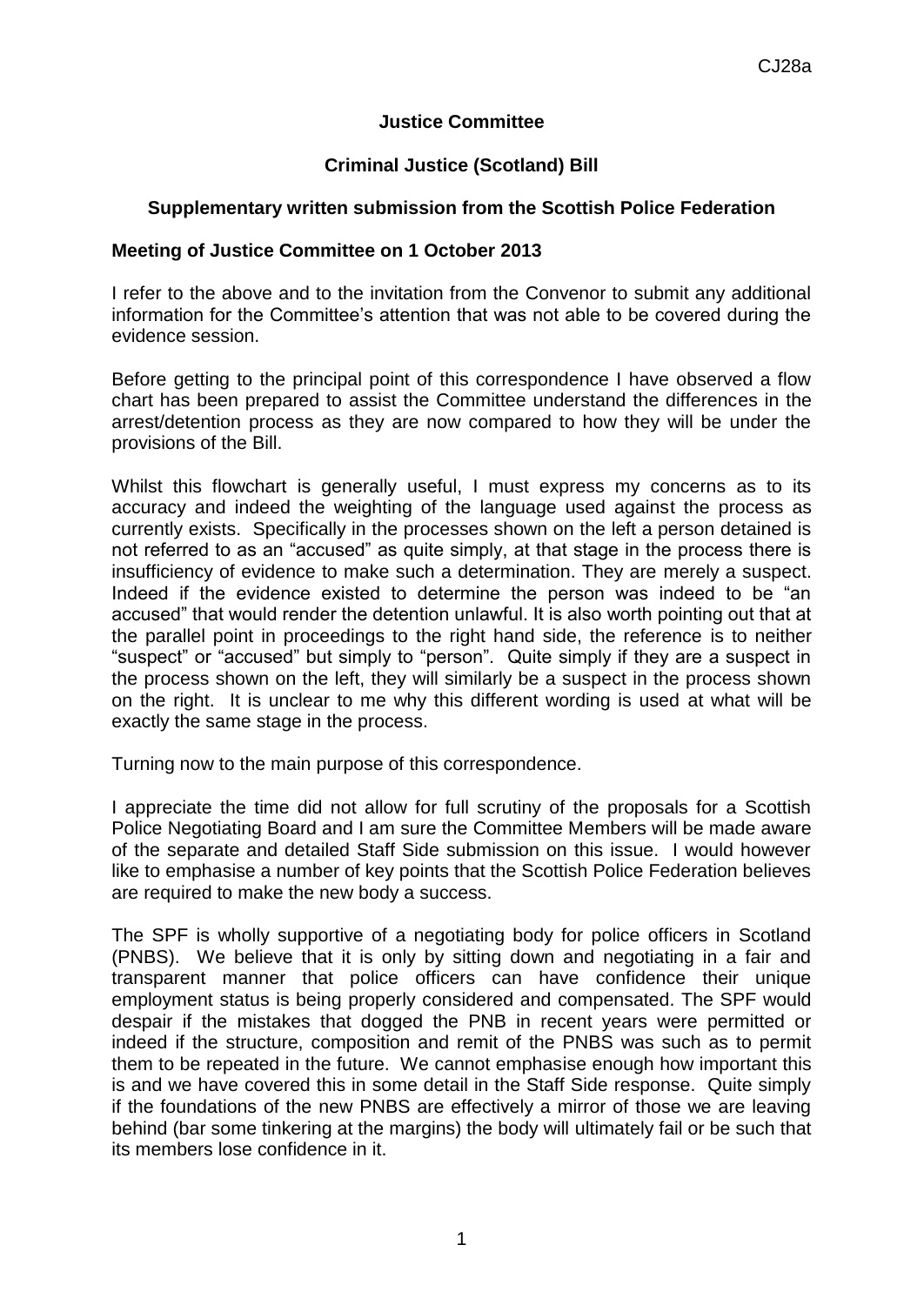CJ28a

**Justice Committee**

**Criminal Justice (Scotland) Bill**

**Supplementary written submission from the Scottish Police Federation**

**Meeting of Justice Committee on 1 October 2013**

I refer to the above and to the invitation from the Convenor to submit any additional information for the Committee's attention that was not able to be covered during the evidence session.

Before getting to the principal point of this correspondence I have observed a flow chart has been prepared to assist the Committee understand the differences in the arrest/detention process as they are now compared to how they will be under the provisions of the Bill.

Whilst this flowchart is generally useful, I must express my concerns as to its accuracy and indeed the weighting of the language used against the process as currently exists. Specifically in the processes shown on the left a person detained is not referred to as an "accused" as quite simply, at that stage in the process there is insufficiency of evidence to make such a determination. They are merely a suspect. Indeed if the evidence existed to determine the person was indeed to be "an accused" that would render the detention unlawful. It is also worth pointing out that at the parallel point in proceedings to the right hand side, the reference is to neither "suspect" or "accused" but simply to "person". Quite simply if they are a suspect in the process shown on the left, they will similarly be a suspect in the process shown on the right. It is unclear to me why this different wording is used at what will be exactly the same stage in the process.

Turning now to the main purpose of this correspondence.

I appreciate the time did not allow for full scrutiny of the proposals for a Scottish Police Negotiating Board and I am sure the Committee Members will be made aware of the separate and detailed Staff Side submission on this issue. I would however like to emphasise a number of key points that the Scottish Police Federation believes are required to make the new body a success.

The SPF is wholly supportive of a negotiating body for police officers in Scotland (PNBS). We believe that it is only by sitting down and negotiating in a fair and transparent manner that police officers can have confidence their unique employment status is being properly considered and compensated. The SPF would despair if the mistakes that dogged the PNB in recent years were permitted or indeed if the structure, composition and remit of the PNBS was such as to permit them to be repeated in the future. We cannot emphasise enough how important this is and we have covered this in some detail in the Staff Side response. Quite simply if the foundations of the new PNBS are effectively a mirror of those we are leaving behind (bar some tinkering at the margins) the body will ultimately fail or be such that its members lose confidence in it.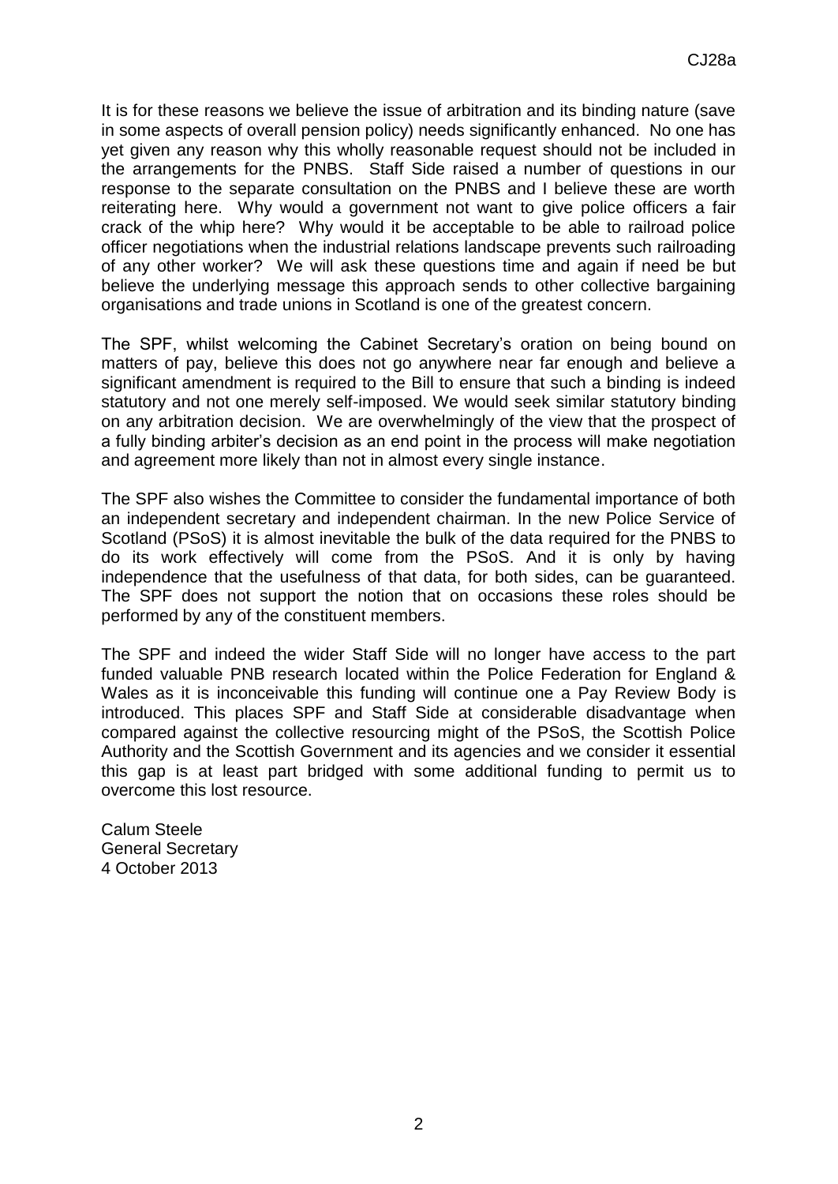It is for these reasons we believe the issue of arbitration and its binding nature (save in some aspects of overall pension policy) needs significantly enhanced. No one has yet given any reason why this wholly reasonable request should not be included in the arrangements for the PNBS. Staff Side raised a number of questions in our response to the separate consultation on the PNBS and I believe these are worth reiterating here. Why would a government not want to give police officers a fair crack of the whip here? Why would it be acceptable to be able to railroad police officer negotiations when the industrial relations landscape prevents such railroading of any other worker? We will ask these questions time and again if need be but believe the underlying message this approach sends to other collective bargaining organisations and trade unions in Scotland is one of the greatest concern.

The SPF, whilst welcoming the Cabinet Secretary's oration on being bound on matters of pay, believe this does not go anywhere near far enough and believe a significant amendment is required to the Bill to ensure that such a binding is indeed statutory and not one merely self-imposed. We would seek similar statutory binding on any arbitration decision. We are overwhelmingly of the view that the prospect of a fully binding arbiter's decision as an end point in the process will make negotiation and agreement more likely than not in almost every single instance.

The SPF also wishes the Committee to consider the fundamental importance of both an independent secretary and independent chairman. In the new Police Service of Scotland (PSoS) it is almost inevitable the bulk of the data required for the PNBS to do its work effectively will come from the PSoS. And it is only by having independence that the usefulness of that data, for both sides, can be guaranteed. The SPF does not support the notion that on occasions these roles should be performed by any of the constituent members.

The SPF and indeed the wider Staff Side will no longer have access to the part funded valuable PNB research located within the Police Federation for England & Wales as it is inconceivable this funding will continue one a Pay Review Body is introduced. This places SPF and Staff Side at considerable disadvantage when compared against the collective resourcing might of the PSoS, the Scottish Police Authority and the Scottish Government and its agencies and we consider it essential this gap is at least part bridged with some additional funding to permit us to overcome this lost resource.

Calum Steele
General Secretary
4 October 2013